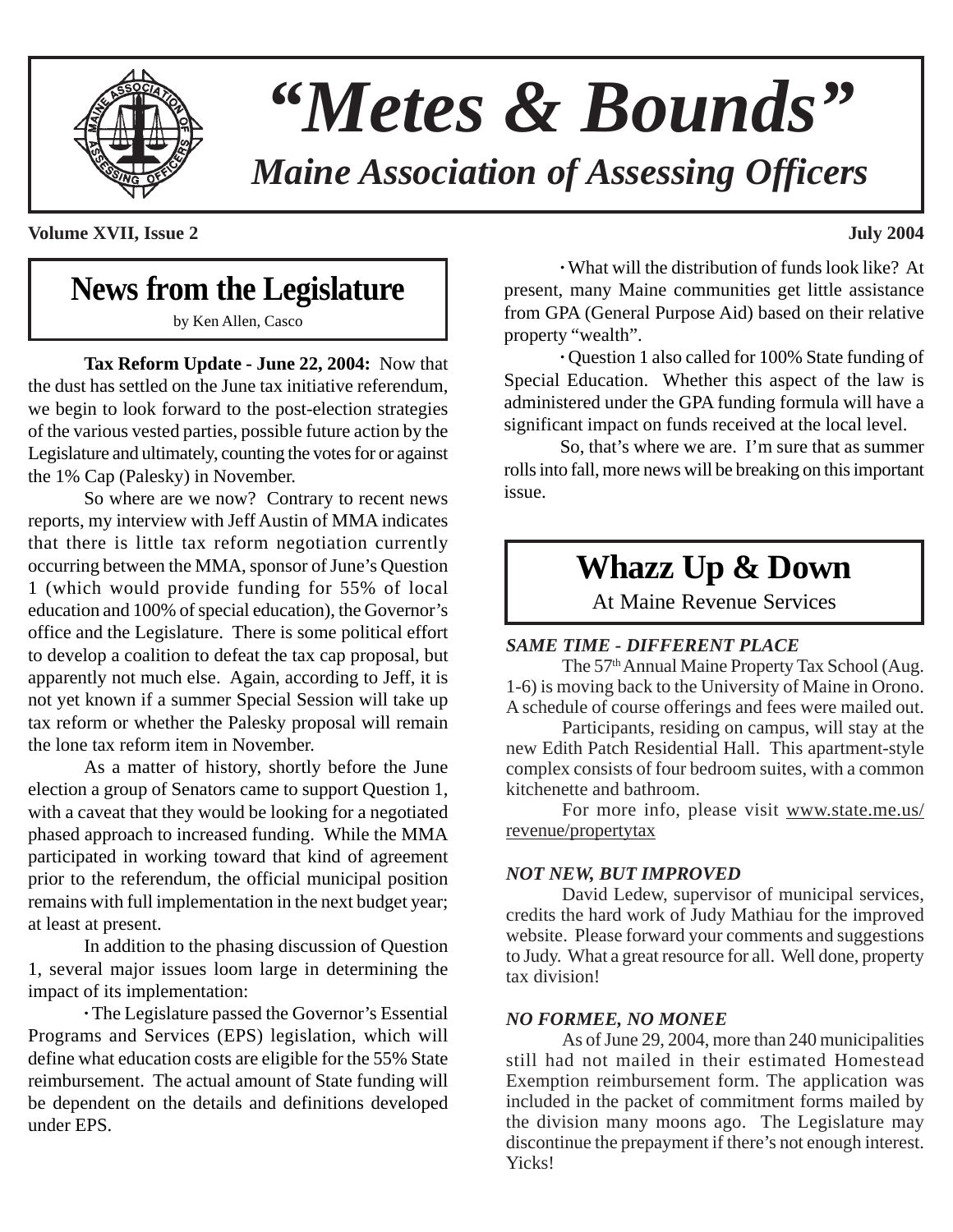# "Metes & Bounds"

## Maine Association of Assessing Officers

**Volume XVII, Issue 2** **July 2004**

## News from the Legislature

by Ken Allen, Casco

**Tax Reform Update - June 22, 2004:** Now that the dust has settled on the June tax initiative referendum, we begin to look forward to the post-election strategies of the various vested parties, possible future action by the Legislature and ultimately, counting the votes for or against the 1% Cap (Palesky) in November.

So where are we now? Contrary to recent news reports, my interview with Jeff Austin of MMA indicates that there is little tax reform negotiation currently occurring between the MMA, sponsor of June's Question 1 (which would provide funding for 55% of local education and 100% of special education), the Governor's office and the Legislature. There is some political effort to develop a coalition to defeat the tax cap proposal, but apparently not much else. Again, according to Jeff, it is not yet known if a summer Special Session will take up tax reform or whether the Palesky proposal will remain the lone tax reform item in November.

As a matter of history, shortly before the June election a group of Senators came to support Question 1, with a caveat that they would be looking for a negotiated phased approach to increased funding. While the MMA participated in working toward that kind of agreement prior to the referendum, the official municipal position remains with full implementation in the next budget year; at least at present.

In addition to the phasing discussion of Question 1, several major issues loom large in determining the impact of its implementation:

- The Legislature passed the Governor's Essential Programs and Services (EPS) legislation, which will define what education costs are eligible for the 55% State reimbursement. The actual amount of State funding will be dependent on the details and definitions developed under EPS.
- What will the distribution of funds look like? At present, many Maine communities get little assistance from GPA (General Purpose Aid) based on their relative property "wealth".
- Question 1 also called for 100% State funding of Special Education. Whether this aspect of the law is administered under the GPA funding formula will have a significant impact on funds received at the local level.

So, that's where we are. I'm sure that as summer rolls into fall, more news will be breaking on this important issue.

## Whazz Up & Down

At Maine Revenue Services

### *SAME TIME - DIFFERENT PLACE*

The 57th Annual Maine Property Tax School (Aug. 1-6) is moving back to the University of Maine in Orono. A schedule of course offerings and fees were mailed out.

Participants, residing on campus, will stay at the new Edith Patch Residential Hall. This apartment-style complex consists of four bedroom suites, with a common kitchenette and bathroom.

For more info, please visit www.state.me.us/revenue/propertytax

### *NOT NEW, BUT IMPROVED*

David Ledew, supervisor of municipal services, credits the hard work of Judy Mathiau for the improved website. Please forward your comments and suggestions to Judy. What a great resource for all. Well done, property tax division!

### *NO FORMEE, NO MONEE*

As of June 29, 2004, more than 240 municipalities still had not mailed in their estimated Homestead Exemption reimbursement form. The application was included in the packet of commitment forms mailed by the division many moons ago. The Legislature may discontinue the prepayment if there's not enough interest. Yicks!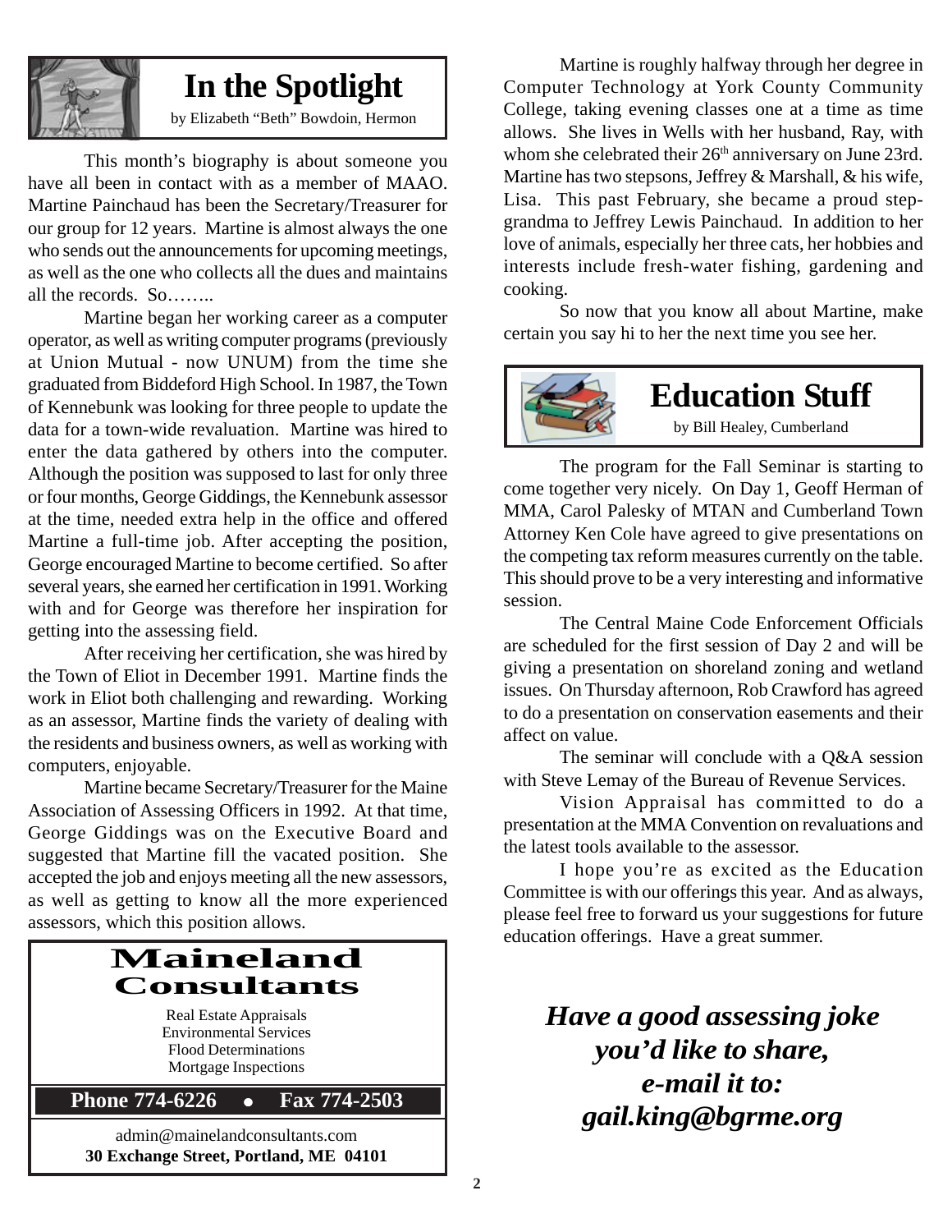## In the Spotlight

by Elizabeth "Beth" Bowdoin, Hermon

This month's biography is about someone you have all been in contact with as a member of MAAO. Martine Painchaud has been the Secretary/Treasurer for our group for 12 years. Martine is almost always the one who sends out the announcements for upcoming meetings, as well as the one who collects all the dues and maintains all the records. So……..

Martine began her working career as a computer operator, as well as writing computer programs (previously at Union Mutual - now UNUM) from the time she graduated from Biddeford High School. In 1987, the Town of Kennebunk was looking for three people to update the data for a town-wide revaluation. Martine was hired to enter the data gathered by others into the computer. Although the position was supposed to last for only three or four months, George Giddings, the Kennebunk assessor at the time, needed extra help in the office and offered Martine a full-time job. After accepting the position, George encouraged Martine to become certified. So after several years, she earned her certification in 1991. Working with and for George was therefore her inspiration for getting into the assessing field.

After receiving her certification, she was hired by the Town of Eliot in December 1991. Martine finds the work in Eliot both challenging and rewarding. Working as an assessor, Martine finds the variety of dealing with the residents and business owners, as well as working with computers, enjoyable.

Martine became Secretary/Treasurer for the Maine Association of Assessing Officers in 1992. At that time, George Giddings was on the Executive Board and suggested that Martine fill the vacated position. She accepted the job and enjoys meeting all the new assessors, as well as getting to know all the more experienced assessors, which this position allows.

Martine is roughly halfway through her degree in Computer Technology at York County Community College, taking evening classes one at a time as time allows. She lives in Wells with her husband, Ray, with whom she celebrated their 26th anniversary on June 23rd. Martine has two stepsons, Jeffrey & Marshall, & his wife, Lisa. This past February, she became a proud step-grandma to Jeffrey Lewis Painchaud. In addition to her love of animals, especially her three cats, her hobbies and interests include fresh-water fishing, gardening and cooking.

So now that you know all about Martine, make certain you say hi to her the next time you see her.

**Maineland Consultants**

Real Estate Appraisals
Environmental Services
Flood Determinations
Mortgage Inspections

**Phone 774-6226 • Fax 774-2503**

admin@mainelandconsultants.com
**30 Exchange Street, Portland, ME 04101**

## Education Stuff

by Bill Healey, Cumberland

The program for the Fall Seminar is starting to come together very nicely. On Day 1, Geoff Herman of MMA, Carol Palesky of MTAN and Cumberland Town Attorney Ken Cole have agreed to give presentations on the competing tax reform measures currently on the table. This should prove to be a very interesting and informative session.

The Central Maine Code Enforcement Officials are scheduled for the first session of Day 2 and will be giving a presentation on shoreland zoning and wetland issues. On Thursday afternoon, Rob Crawford has agreed to do a presentation on conservation easements and their affect on value.

The seminar will conclude with a Q&A session with Steve Lemay of the Bureau of Revenue Services.

Vision Appraisal has committed to do a presentation at the MMA Convention on revaluations and the latest tools available to the assessor.

I hope you're as excited as the Education Committee is with our offerings this year. And as always, please feel free to forward us your suggestions for future education offerings. Have a great summer.

***Have a good assessing joke you'd like to share, e-mail it to: gail.king@bgrme.org***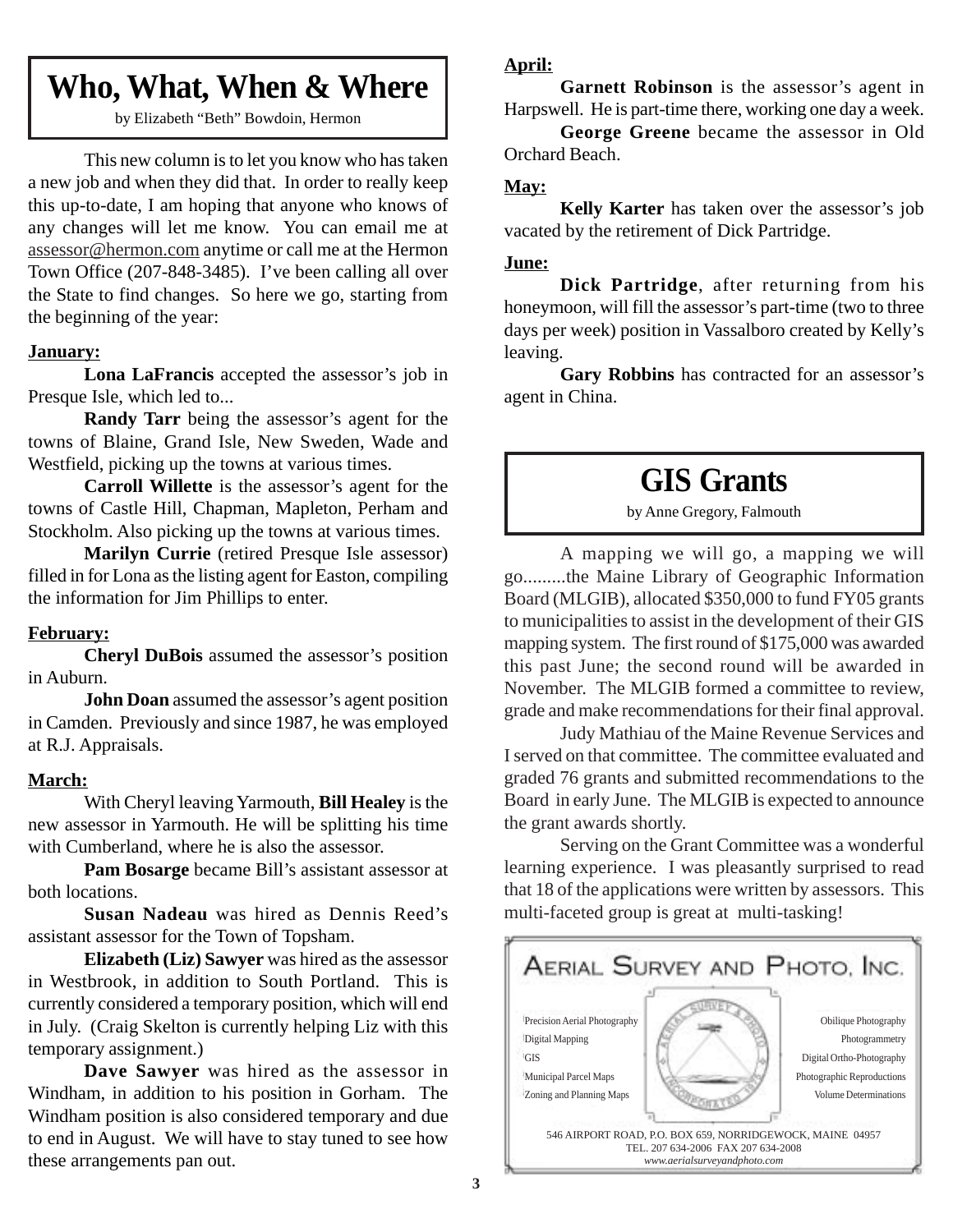# Who, What, When & Where

by Elizabeth "Beth" Bowdoin, Hermon

This new column is to let you know who has taken a new job and when they did that. In order to really keep this up-to-date, I am hoping that anyone who knows of any changes will let me know. You can email me at assessor@hermon.com anytime or call me at the Hermon Town Office (207-848-3485). I've been calling all over the State to find changes. So here we go, starting from the beginning of the year:

**January:**

**Lona LaFrancis** accepted the assessor's job in Presque Isle, which led to...

**Randy Tarr** being the assessor's agent for the towns of Blaine, Grand Isle, New Sweden, Wade and Westfield, picking up the towns at various times.

**Carroll Willette** is the assessor's agent for the towns of Castle Hill, Chapman, Mapleton, Perham and Stockholm. Also picking up the towns at various times.

**Marilyn Currie** (retired Presque Isle assessor) filled in for Lona as the listing agent for Easton, compiling the information for Jim Phillips to enter.

**February:**

**Cheryl DuBois** assumed the assessor's position in Auburn.

**John Doan** assumed the assessor's agent position in Camden. Previously and since 1987, he was employed at R.J. Appraisals.

**March:**

With Cheryl leaving Yarmouth, **Bill Healey** is the new assessor in Yarmouth. He will be splitting his time with Cumberland, where he is also the assessor.

**Pam Bosarge** became Bill's assistant assessor at both locations.

**Susan Nadeau** was hired as Dennis Reed's assistant assessor for the Town of Topsham.

**Elizabeth (Liz) Sawyer** was hired as the assessor in Westbrook, in addition to South Portland. This is currently considered a temporary position, which will end in July. (Craig Skelton is currently helping Liz with this temporary assignment.)

**Dave Sawyer** was hired as the assessor in Windham, in addition to his position in Gorham. The Windham position is also considered temporary and due to end in August. We will have to stay tuned to see how these arrangements pan out.

**April:**

**Garnett Robinson** is the assessor's agent in Harpswell. He is part-time there, working one day a week.

**George Greene** became the assessor in Old Orchard Beach.

**May:**

**Kelly Karter** has taken over the assessor's job vacated by the retirement of Dick Partridge.

**June:**

**Dick Partridge**, after returning from his honeymoon, will fill the assessor's part-time (two to three days per week) position in Vassalboro created by Kelly's leaving.

**Gary Robbins** has contracted for an assessor's agent in China.

# GIS Grants

by Anne Gregory, Falmouth

A mapping we will go, a mapping we will go.........the Maine Library of Geographic Information Board (MLGIB), allocated $350,000 to fund FY05 grants to municipalities to assist in the development of their GIS mapping system. The first round of $175,000 was awarded this past June; the second round will be awarded in November. The MLGIB formed a committee to review, grade and make recommendations for their final approval.

Judy Mathiau of the Maine Revenue Services and I served on that committee. The committee evaluated and graded 76 grants and submitted recommendations to the Board in early June. The MLGIB is expected to announce the grant awards shortly.

Serving on the Grant Committee was a wonderful learning experience. I was pleasantly surprised to read that 18 of the applications were written by assessors. This multi-faceted group is great at multi-tasking!

**AERIAL SURVEY AND PHOTO, INC.**

- Precision Aerial Photography
- Digital Mapping
- GIS
- Municipal Parcel Maps
- Zoning and Planning Maps

- Obilique Photography
- Photogrammetry
- Digital Ortho-Photography
- Photographic Reproductions
- Volume Determinations

546 AIRPORT ROAD, P.O. BOX 659, NORRIDGEWOCK, MAINE 04957
TEL. 207 634-2006 FAX 207 634-2008
*www.aerialsurveyandphoto.com*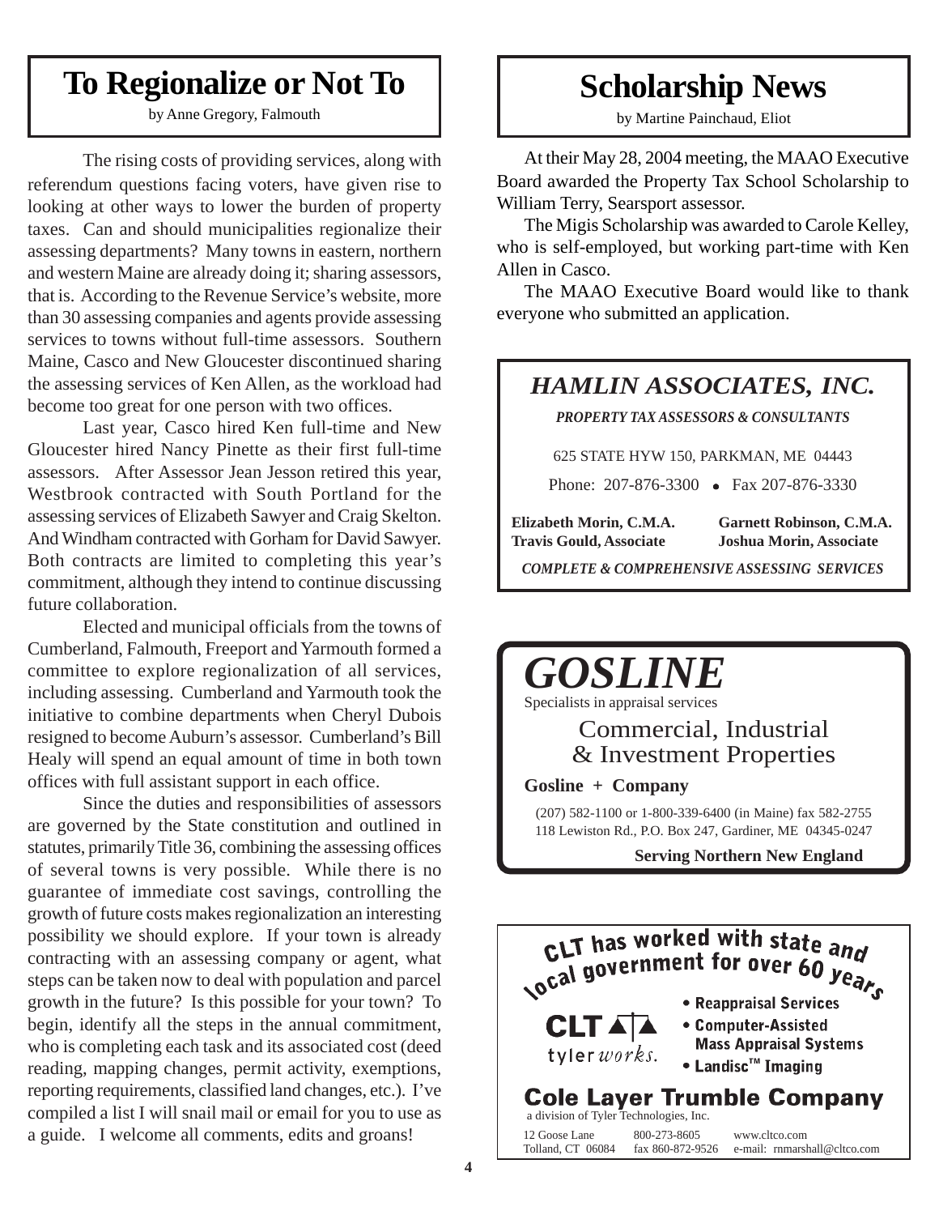# To Regionalize or Not To

by Anne Gregory, Falmouth

The rising costs of providing services, along with referendum questions facing voters, have given rise to looking at other ways to lower the burden of property taxes. Can and should municipalities regionalize their assessing departments? Many towns in eastern, northern and western Maine are already doing it; sharing assessors, that is. According to the Revenue Service's website, more than 30 assessing companies and agents provide assessing services to towns without full-time assessors. Southern Maine, Casco and New Gloucester discontinued sharing the assessing services of Ken Allen, as the workload had become too great for one person with two offices.

Last year, Casco hired Ken full-time and New Gloucester hired Nancy Pinette as their first full-time assessors. After Assessor Jean Jesson retired this year, Westbrook contracted with South Portland for the assessing services of Elizabeth Sawyer and Craig Skelton. And Windham contracted with Gorham for David Sawyer. Both contracts are limited to completing this year's commitment, although they intend to continue discussing future collaboration.

Elected and municipal officials from the towns of Cumberland, Falmouth, Freeport and Yarmouth formed a committee to explore regionalization of all services, including assessing. Cumberland and Yarmouth took the initiative to combine departments when Cheryl Dubois resigned to become Auburn's assessor. Cumberland's Bill Healy will spend an equal amount of time in both town offices with full assistant support in each office.

Since the duties and responsibilities of assessors are governed by the State constitution and outlined in statutes, primarily Title 36, combining the assessing offices of several towns is very possible. While there is no guarantee of immediate cost savings, controlling the growth of future costs makes regionalization an interesting possibility we should explore. If your town is already contracting with an assessing company or agent, what steps can be taken now to deal with population and parcel growth in the future? Is this possible for your town? To begin, identify all the steps in the annual commitment, who is completing each task and its associated cost (deed reading, mapping changes, permit activity, exemptions, reporting requirements, classified land changes, etc.). I've compiled a list I will snail mail or email for you to use as a guide. I welcome all comments, edits and groans!

# Scholarship News

by Martine Painchaud, Eliot

At their May 28, 2004 meeting, the MAAO Executive Board awarded the Property Tax School Scholarship to William Terry, Searsport assessor.

The Migis Scholarship was awarded to Carole Kelley, who is self-employed, but working part-time with Ken Allen in Casco.

The MAAO Executive Board would like to thank everyone who submitted an application.

***HAMLIN ASSOCIATES, INC.***

***PROPERTY TAX ASSESSORS & CONSULTANTS***

625 STATE HYW 150, PARKMAN, ME 04443

Phone: 207-876-3300 • Fax 207-876-3330

**Elizabeth Morin, C.M.A.** — **Garnett Robinson, C.M.A.**
**Travis Gould, Associate** — **Joshua Morin, Associate**

***COMPLETE & COMPREHENSIVE ASSESSING SERVICES***

***GOSLINE***

Specialists in appraisal services

Commercial, Industrial & Investment Properties

**Gosline + Company**

(207) 582-1100 or 1-800-339-6400 (in Maine) fax 582-2755
118 Lewiston Rd., P.O. Box 247, Gardiner, ME 04345-0247

**Serving Northern New England**

CLT has worked with state and local government for over 60 years

- Reappraisal Services
- Computer-Assisted Mass Appraisal Systems
- Landisc™ Imaging

CLT tylerworks.

**Cole Layer Trumble Company**

a division of Tyler Technologies, Inc.

12 Goose Lane, Tolland, CT 06084 — 800-273-8605, fax 860-872-9526 — www.cltco.com, e-mail: rnmarshall@cltco.com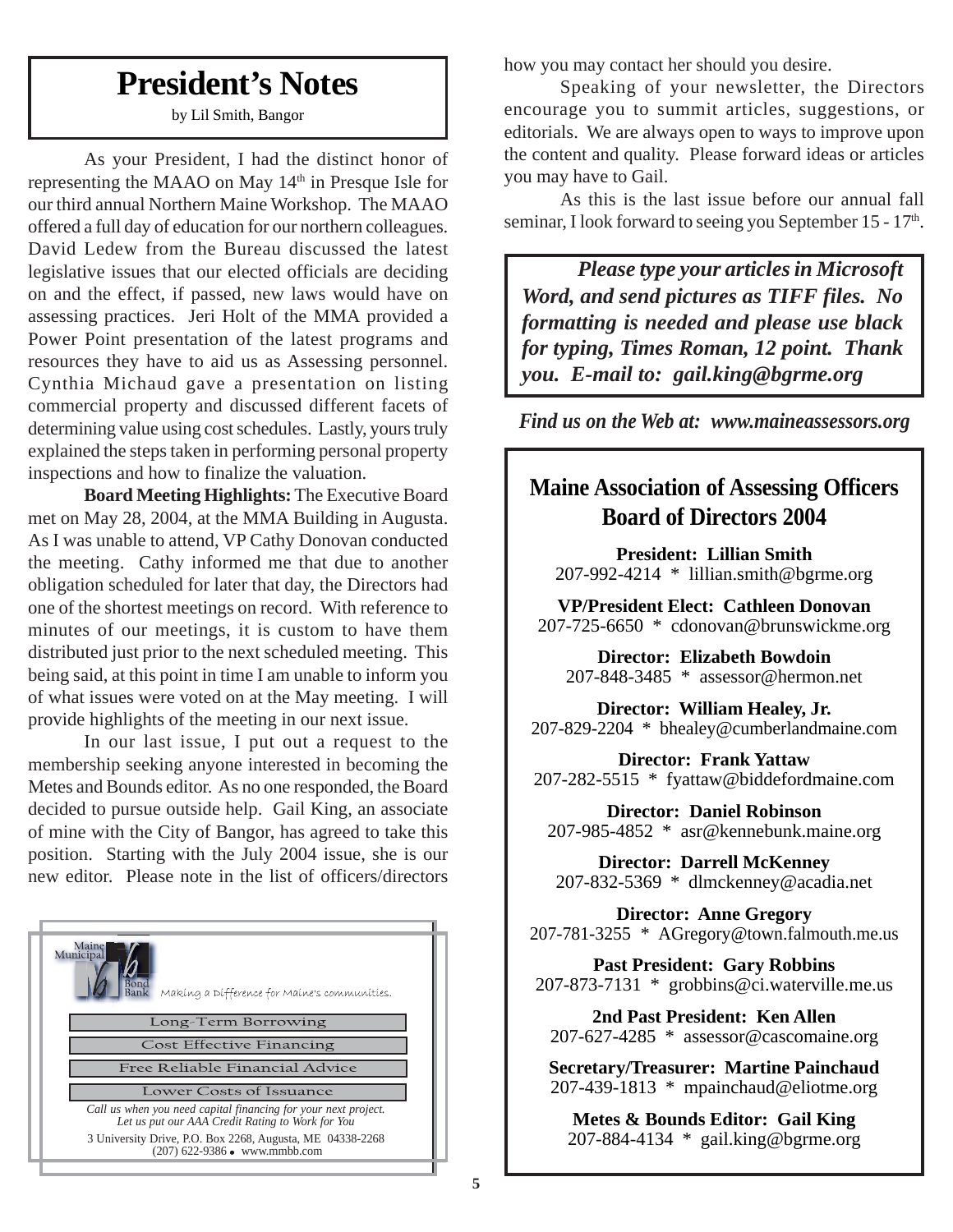# President's Notes

by Lil Smith, Bangor

As your President, I had the distinct honor of representing the MAAO on May 14th in Presque Isle for our third annual Northern Maine Workshop. The MAAO offered a full day of education for our northern colleagues. David Ledew from the Bureau discussed the latest legislative issues that our elected officials are deciding on and the effect, if passed, new laws would have on assessing practices. Jeri Holt of the MMA provided a Power Point presentation of the latest programs and resources they have to aid us as Assessing personnel. Cynthia Michaud gave a presentation on listing commercial property and discussed different facets of determining value using cost schedules. Lastly, yours truly explained the steps taken in performing personal property inspections and how to finalize the valuation.

**Board Meeting Highlights:** The Executive Board met on May 28, 2004, at the MMA Building in Augusta. As I was unable to attend, VP Cathy Donovan conducted the meeting. Cathy informed me that due to another obligation scheduled for later that day, the Directors had one of the shortest meetings on record. With reference to minutes of our meetings, it is custom to have them distributed just prior to the next scheduled meeting. This being said, at this point in time I am unable to inform you of what issues were voted on at the May meeting. I will provide highlights of the meeting in our next issue.

In our last issue, I put out a request to the membership seeking anyone interested in becoming the Metes and Bounds editor. As no one responded, the Board decided to pursue outside help. Gail King, an associate of mine with the City of Bangor, has agreed to take this position. Starting with the July 2004 issue, she is our new editor. Please note in the list of officers/directors how you may contact her should you desire.

Speaking of your newsletter, the Directors encourage you to summit articles, suggestions, or editorials. We are always open to ways to improve upon the content and quality. Please forward ideas or articles you may have to Gail.

As this is the last issue before our annual fall seminar, I look forward to seeing you September 15 - 17th.

Maine Municipal Bond Bank

Making a Difference for Maine's communities.

Long-Term Borrowing

Cost Effective Financing

Free Reliable Financial Advice

Lower Costs of Issuance

*Call us when you need capital financing for your next project.*
*Let us put our AAA Credit Rating to Work for You*

3 University Drive, P.O. Box 2268, Augusta, ME 04338-2268
(207) 622-9386 • www.mmbb.com

***Please type your articles in Microsoft Word, and send pictures as TIFF files. No formatting is needed and please use black for typing, Times Roman, 12 point. Thank you. E-mail to: gail.king@bgrme.org***

***Find us on the Web at: www.maineassessors.org***

## Maine Association of Assessing Officers Board of Directors 2004

**President: Lillian Smith**
207-992-4214 * lillian.smith@bgrme.org

**VP/President Elect: Cathleen Donovan**
207-725-6650 * cdonovan@brunswickme.org

**Director: Elizabeth Bowdoin**
207-848-3485 * assessor@hermon.net

**Director: William Healey, Jr.**
207-829-2204 * bhealey@cumberlandmaine.com

**Director: Frank Yattaw**
207-282-5515 * fyattaw@biddefordmaine.com

**Director: Daniel Robinson**
207-985-4852 * asr@kennebunk.maine.org

**Director: Darrell McKenney**
207-832-5369 * dlmckenney@acadia.net

**Director: Anne Gregory**
207-781-3255 * AGregory@town.falmouth.me.us

**Past President: Gary Robbins**
207-873-7131 * grobbins@ci.waterville.me.us

**2nd Past President: Ken Allen**
207-627-4285 * assessor@cascomaine.org

**Secretary/Treasurer: Martine Painchaud**
207-439-1813 * mpainchaud@eliotme.org

**Metes & Bounds Editor: Gail King**
207-884-4134 * gail.king@bgrme.org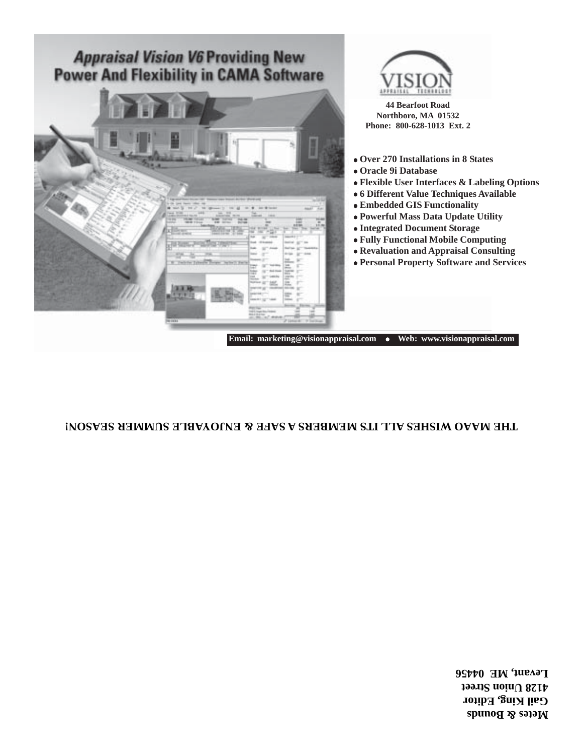## Appraisal Vision V6 Providing New Power And Flexibility in CAMA Software

VISION
APPRAISAL TECHNOLOGY

**44 Bearfoot Road**
**Northboro, MA 01532**
**Phone: 800-628-1013 Ext. 2**

- **Over 270 Installations in 8 States**
- **Oracle 9i Database**
- **Flexible User Interfaces & Labeling Options**
- **6 Different Value Techniques Available**
- **Embedded GIS Functionality**
- **Powerful Mass Data Update Utility**
- **Integrated Document Storage**
- **Fully Functional Mobile Computing**
- **Revaluation and Appraisal Consulting**
- **Personal Property Software and Services**

**Email: marketing@visionappraisal.com • Web: www.visionappraisal.com**

**THE MAAO WISHES ALL ITS MEMBERS A SAFE & ENJOYABLE SUMMER SEASON!**

**Metes & Bounds**
**Gail King, Editor**
**4128 Union Street**
**Levant, ME 04456**